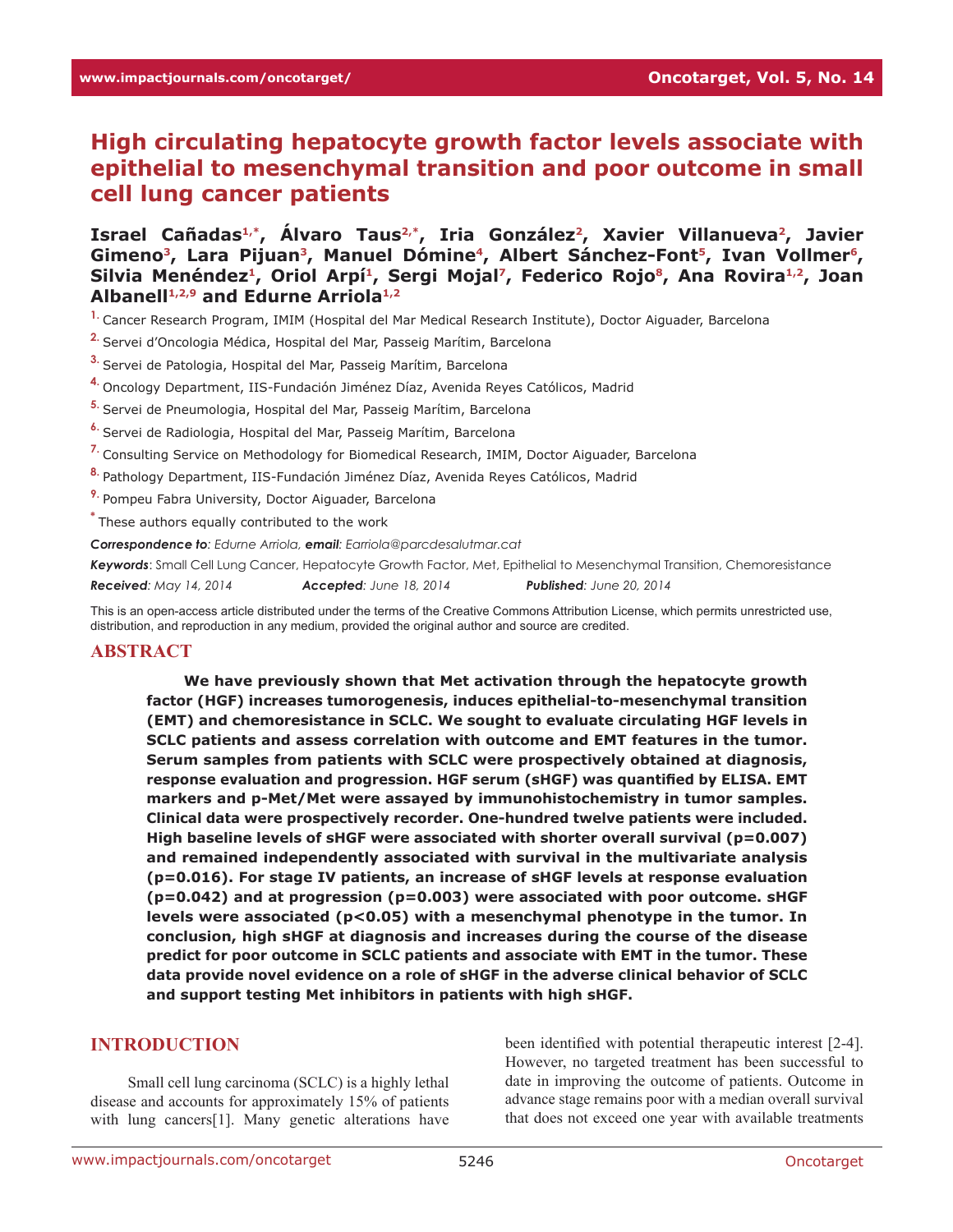# High circulating hepatocyte growth factor levels associate with epithelial to mesenchymal transition and poor outcome in small cell lung cancer patients

**Israel Cañadas[1,*], Álvaro Taus[2,*], Iria González[2], Xavier Villanueva[2], Javier Gimeno[3], Lara Pijuan[3], Manuel Dómine[4], Albert Sánchez-Font[5], Ivan Vollmer[6], Silvia Menéndez[1], Oriol Arpí[1], Sergi Mojal[7], Federico Rojo[8], Ana Rovira[1,2], Joan Albanell[1,2,9] and Edurne Arriola[1,2]**

[1] Cancer Research Program, IMIM (Hospital del Mar Medical Research Institute), Doctor Aiguader, Barcelona

[2] Servei d'Oncologia Médica, Hospital del Mar, Passeig Marítim, Barcelona

[3] Servei de Patologia, Hospital del Mar, Passeig Marítim, Barcelona

[4] Oncology Department, IIS-Fundación Jiménez Díaz, Avenida Reyes Católicos, Madrid

[5] Servei de Pneumologia, Hospital del Mar, Passeig Marítim, Barcelona

[6] Servei de Radiologia, Hospital del Mar, Passeig Marítim, Barcelona

[7] Consulting Service on Methodology for Biomedical Research, IMIM, Doctor Aiguader, Barcelona

[8] Pathology Department, IIS-Fundación Jiménez Díaz, Avenida Reyes Católicos, Madrid

[9] Pompeu Fabra University, Doctor Aiguader, Barcelona

[*] These authors equally contributed to the work

***Correspondence to**: Edurne Arriola, **email**: Earriola@parcdesalutmar.cat*

***Keywords***: Small Cell Lung Cancer, Hepatocyte Growth Factor, Met, Epithelial to Mesenchymal Transition, Chemoresistance

***Received**: May 14, 2014* ***Accepted**: June 18, 2014* ***Published**: June 20, 2014*

This is an open-access article distributed under the terms of the Creative Commons Attribution License, which permits unrestricted use, distribution, and reproduction in any medium, provided the original author and source are credited.

## ABSTRACT

**We have previously shown that Met activation through the hepatocyte growth factor (HGF) increases tumorogenesis, induces epithelial-to-mesenchymal transition (EMT) and chemoresistance in SCLC. We sought to evaluate circulating HGF levels in SCLC patients and assess correlation with outcome and EMT features in the tumor. Serum samples from patients with SCLC were prospectively obtained at diagnosis, response evaluation and progression. HGF serum (sHGF) was quantified by ELISA. EMT markers and p-Met/Met were assayed by immunohistochemistry in tumor samples. Clinical data were prospectively recorder. One-hundred twelve patients were included. High baseline levels of sHGF were associated with shorter overall survival (p=0.007) and remained independently associated with survival in the multivariate analysis (p=0.016). For stage IV patients, an increase of sHGF levels at response evaluation (p=0.042) and at progression (p=0.003) were associated with poor outcome. sHGF levels were associated (p<0.05) with a mesenchymal phenotype in the tumor. In conclusion, high sHGF at diagnosis and increases during the course of the disease predict for poor outcome in SCLC patients and associate with EMT in the tumor. These data provide novel evidence on a role of sHGF in the adverse clinical behavior of SCLC and support testing Met inhibitors in patients with high sHGF.**

## INTRODUCTION

Small cell lung carcinoma (SCLC) is a highly lethal disease and accounts for approximately 15% of patients with lung cancers[1]. Many genetic alterations have been identified with potential therapeutic interest [2-4]. However, no targeted treatment has been successful to date in improving the outcome of patients. Outcome in advance stage remains poor with a median overall survival that does not exceed one year with available treatments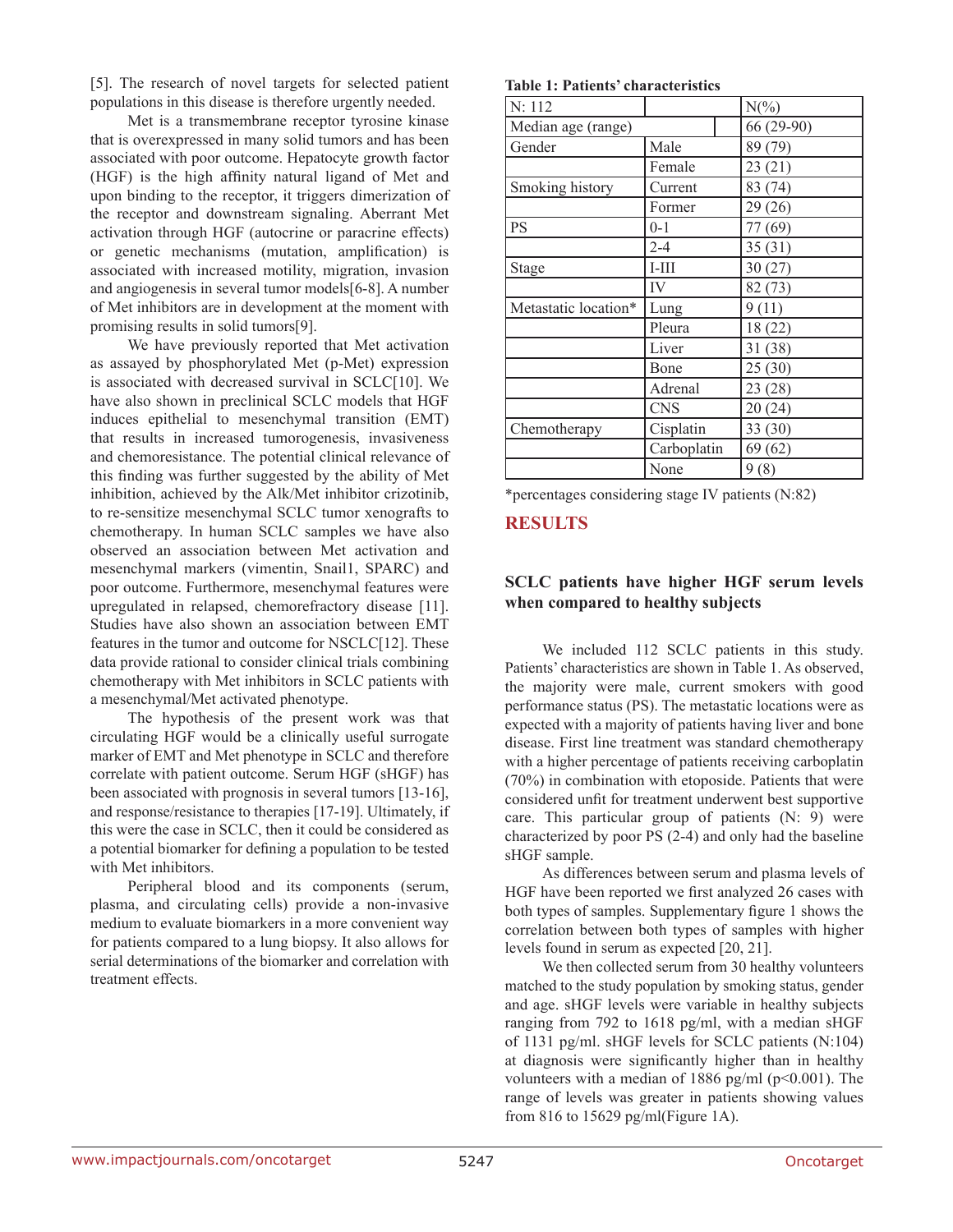[5]. The research of novel targets for selected patient populations in this disease is therefore urgently needed.

Met is a transmembrane receptor tyrosine kinase that is overexpressed in many solid tumors and has been associated with poor outcome. Hepatocyte growth factor (HGF) is the high affinity natural ligand of Met and upon binding to the receptor, it triggers dimerization of the receptor and downstream signaling. Aberrant Met activation through HGF (autocrine or paracrine effects) or genetic mechanisms (mutation, amplification) is associated with increased motility, migration, invasion and angiogenesis in several tumor models[6-8]. A number of Met inhibitors are in development at the moment with promising results in solid tumors[9].

We have previously reported that Met activation as assayed by phosphorylated Met (p-Met) expression is associated with decreased survival in SCLC[10]. We have also shown in preclinical SCLC models that HGF induces epithelial to mesenchymal transition (EMT) that results in increased tumorogenesis, invasiveness and chemoresistance. The potential clinical relevance of this finding was further suggested by the ability of Met inhibition, achieved by the Alk/Met inhibitor crizotinib, to re-sensitize mesenchymal SCLC tumor xenografts to chemotherapy. In human SCLC samples we have also observed an association between Met activation and mesenchymal markers (vimentin, Snail1, SPARC) and poor outcome. Furthermore, mesenchymal features were upregulated in relapsed, chemorefractory disease [11]. Studies have also shown an association between EMT features in the tumor and outcome for NSCLC[12]. These data provide rational to consider clinical trials combining chemotherapy with Met inhibitors in SCLC patients with a mesenchymal/Met activated phenotype.

The hypothesis of the present work was that circulating HGF would be a clinically useful surrogate marker of EMT and Met phenotype in SCLC and therefore correlate with patient outcome. Serum HGF (sHGF) has been associated with prognosis in several tumors [13-16], and response/resistance to therapies [17-19]. Ultimately, if this were the case in SCLC, then it could be considered as a potential biomarker for defining a population to be tested with Met inhibitors.

Peripheral blood and its components (serum, plasma, and circulating cells) provide a non-invasive medium to evaluate biomarkers in a more convenient way for patients compared to a lung biopsy. It also allows for serial determinations of the biomarker and correlation with treatment effects.

**Table 1: Patients' characteristics**

| N: 112 | | N(%) |
|---|---|---|
| Median age (range) | | 66 (29-90) |
| Gender | Male | 89 (79) |
| | Female | 23 (21) |
| Smoking history | Current | 83 (74) |
| | Former | 29 (26) |
| PS | 0-1 | 77 (69) |
| | 2-4 | 35 (31) |
| Stage | I-III | 30 (27) |
| | IV | 82 (73) |
| Metastatic location* | Lung | 9 (11) |
| | Pleura | 18 (22) |
| | Liver | 31 (38) |
| | Bone | 25 (30) |
| | Adrenal | 23 (28) |
| | CNS | 20 (24) |
| Chemotherapy | Cisplatin | 33 (30) |
| | Carboplatin | 69 (62) |
| | None | 9 (8) |

*percentages considering stage IV patients (N:82)

## RESULTS

### SCLC patients have higher HGF serum levels when compared to healthy subjects

We included 112 SCLC patients in this study. Patients' characteristics are shown in Table 1. As observed, the majority were male, current smokers with good performance status (PS). The metastatic locations were as expected with a majority of patients having liver and bone disease. First line treatment was standard chemotherapy with a higher percentage of patients receiving carboplatin (70%) in combination with etoposide. Patients that were considered unfit for treatment underwent best supportive care. This particular group of patients (N: 9) were characterized by poor PS (2-4) and only had the baseline sHGF sample.

As differences between serum and plasma levels of HGF have been reported we first analyzed 26 cases with both types of samples. Supplementary figure 1 shows the correlation between both types of samples with higher levels found in serum as expected [20, 21].

We then collected serum from 30 healthy volunteers matched to the study population by smoking status, gender and age. sHGF levels were variable in healthy subjects ranging from 792 to 1618 pg/ml, with a median sHGF of 1131 pg/ml. sHGF levels for SCLC patients (N:104) at diagnosis were significantly higher than in healthy volunteers with a median of 1886 pg/ml ($p<0.001$). The range of levels was greater in patients showing values from 816 to 15629 pg/ml(Figure 1A).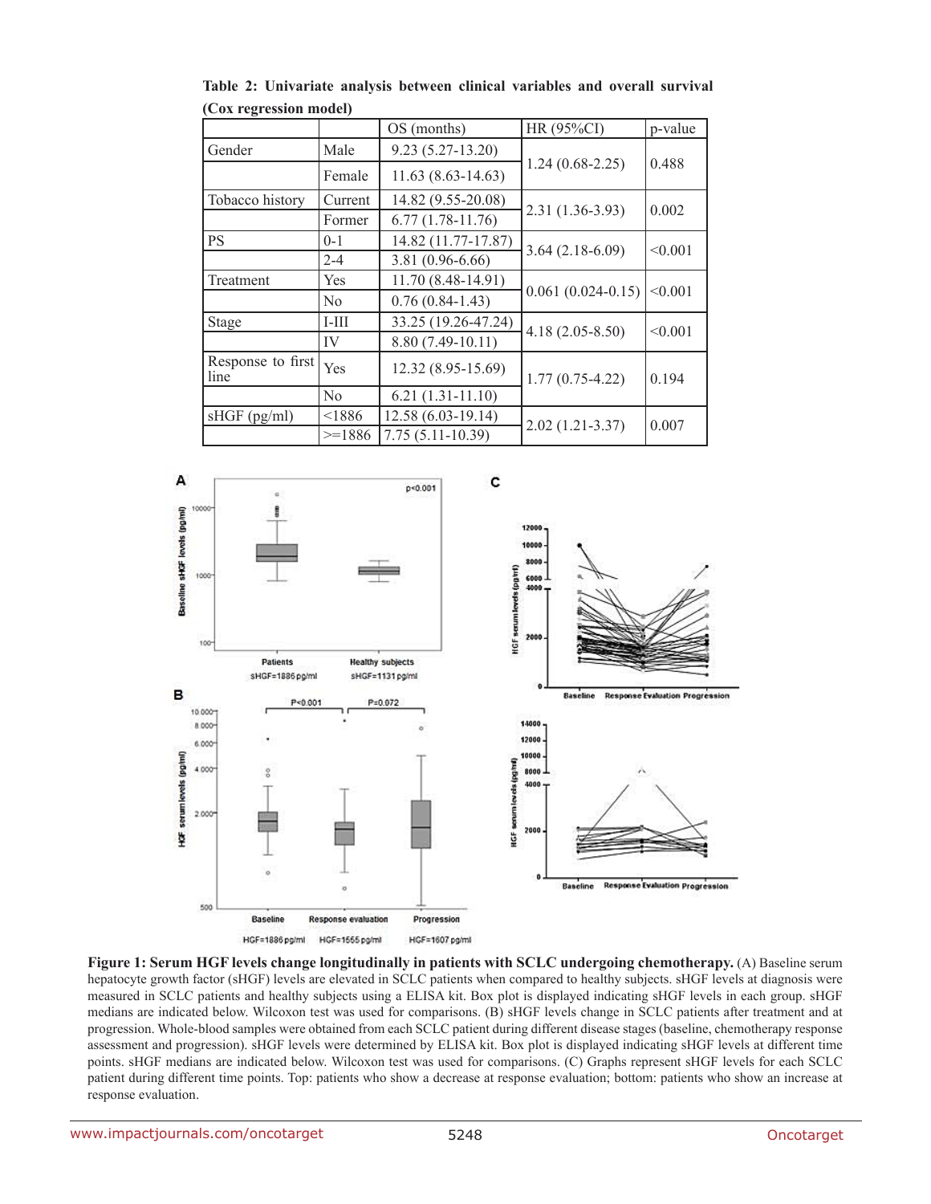**Table 2: Univariate analysis between clinical variables and overall survival (Cox regression model)**

| | | OS (months) | HR (95%CI) | p-value |
|---|---|---|---|---|
| Gender | Male | 9.23 (5.27-13.20) | 1.24 (0.68-2.25) | 0.488 |
| | Female | 11.63 (8.63-14.63) | | |
| Tobacco history | Current | 14.82 (9.55-20.08) | 2.31 (1.36-3.93) | 0.002 |
| | Former | 6.77 (1.78-11.76) | | |
| PS | 0-1 | 14.82 (11.77-17.87) | 3.64 (2.18-6.09) | <0.001 |
| | 2-4 | 3.81 (0.96-6.66) | | |
| Treatment | Yes | 11.70 (8.48-14.91) | 0.061 (0.024-0.15) | <0.001 |
| | No | 0.76 (0.84-1.43) | | |
| Stage | I-III | 33.25 (19.26-47.24) | 4.18 (2.05-8.50) | <0.001 |
| | IV | 8.80 (7.49-10.11) | | |
| Response to first line | Yes | 12.32 (8.95-15.69) | 1.77 (0.75-4.22) | 0.194 |
| | No | 6.21 (1.31-11.10) | | |
| sHGF (pg/ml) | <1886 | 12.58 (6.03-19.14) | 2.02 (1.21-3.37) | 0.007 |
| | >=1886 | 7.75 (5.11-10.39) | | |

**Figure 1: Serum HGF levels change longitudinally in patients with SCLC undergoing chemotherapy.** (A) Baseline serum hepatocyte growth factor (sHGF) levels are elevated in SCLC patients when compared to healthy subjects. sHGF levels at diagnosis were measured in SCLC patients and healthy subjects using a ELISA kit. Box plot is displayed indicating sHGF levels in each group. sHGF medians are indicated below. Wilcoxon test was used for comparisons. (B) sHGF levels change in SCLC patients after treatment and at progression. Whole-blood samples were obtained from each SCLC patient during different disease stages (baseline, chemotherapy response assessment and progression). sHGF levels were determined by ELISA kit. Box plot is displayed indicating sHGF levels at different time points. sHGF medians are indicated below. Wilcoxon test was used for comparisons. (C) Graphs represent sHGF levels for each SCLC patient during different time points. Top: patients who show a decrease at response evaluation; bottom: patients who show an increase at response evaluation.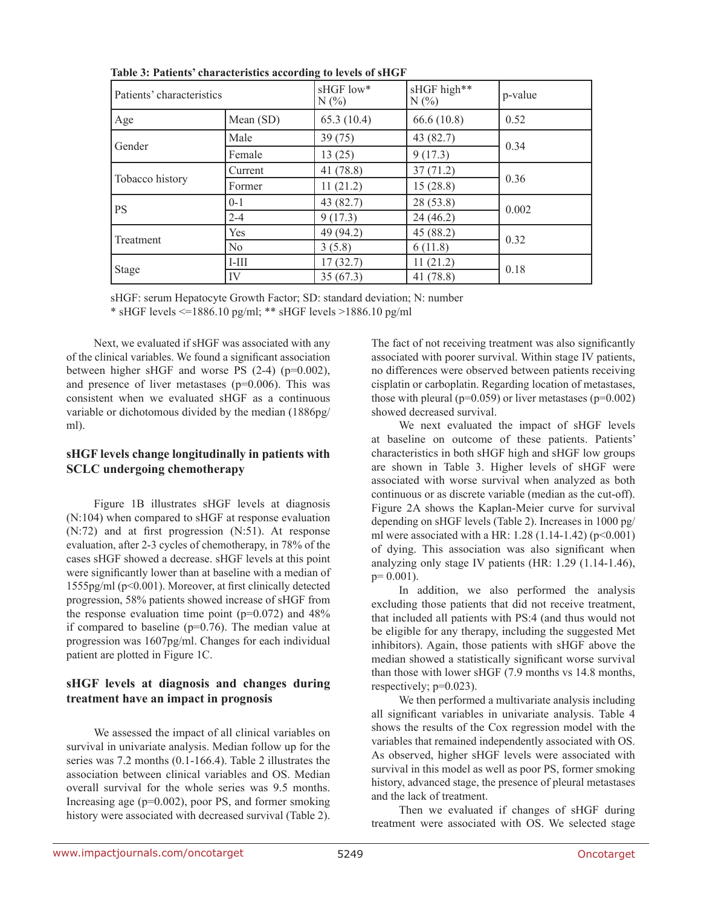**Table 3: Patients' characteristics according to levels of sHGF**

| Patients' characteristics | | sHGF low* N (%) | sHGF high** N (%) | p-value |
|---|---|---|---|---|
| Age | Mean (SD) | 65.3 (10.4) | 66.6 (10.8) | 0.52 |
| Gender | Male | 39 (75) | 43 (82.7) | 0.34 |
| | Female | 13 (25) | 9 (17.3) | |
| Tobacco history | Current | 41 (78.8) | 37 (71.2) | 0.36 |
| | Former | 11 (21.2) | 15 (28.8) | |
| PS | 0-1 | 43 (82.7) | 28 (53.8) | 0.002 |
| | 2-4 | 9 (17.3) | 24 (46.2) | |
| Treatment | Yes | 49 (94.2) | 45 (88.2) | 0.32 |
| | No | 3 (5.8) | 6 (11.8) | |
| Stage | I-III | 17 (32.7) | 11 (21.2) | 0.18 |
| | IV | 35 (67.3) | 41 (78.8) | |

sHGF: serum Hepatocyte Growth Factor; SD: standard deviation; N: number
* sHGF levels <=1886.10 pg/ml; ** sHGF levels >1886.10 pg/ml

Next, we evaluated if sHGF was associated with any of the clinical variables. We found a significant association between higher sHGF and worse PS (2-4) (p=0.002), and presence of liver metastases (p=0.006). This was consistent when we evaluated sHGF as a continuous variable or dichotomous divided by the median (1886pg/ml).

### sHGF levels change longitudinally in patients with SCLC undergoing chemotherapy

Figure 1B illustrates sHGF levels at diagnosis (N:104) when compared to sHGF at response evaluation (N:72) and at first progression (N:51). At response evaluation, after 2-3 cycles of chemotherapy, in 78% of the cases sHGF showed a decrease. sHGF levels at this point were significantly lower than at baseline with a median of 1555pg/ml (p<0.001). Moreover, at first clinically detected progression, 58% patients showed increase of sHGF from the response evaluation time point (p=0.072) and 48% if compared to baseline (p=0.76). The median value at progression was 1607pg/ml. Changes for each individual patient are plotted in Figure 1C.

### sHGF levels at diagnosis and changes during treatment have an impact in prognosis

We assessed the impact of all clinical variables on survival in univariate analysis. Median follow up for the series was 7.2 months (0.1-166.4). Table 2 illustrates the association between clinical variables and OS. Median overall survival for the whole series was 9.5 months. Increasing age (p=0.002), poor PS, and former smoking history were associated with decreased survival (Table 2). The fact of not receiving treatment was also significantly associated with poorer survival. Within stage IV patients, no differences were observed between patients receiving cisplatin or carboplatin. Regarding location of metastases, those with pleural (p=0.059) or liver metastases (p=0.002) showed decreased survival.

We next evaluated the impact of sHGF levels at baseline on outcome of these patients. Patients' characteristics in both sHGF high and sHGF low groups are shown in Table 3. Higher levels of sHGF were associated with worse survival when analyzed as both continuous or as discrete variable (median as the cut-off). Figure 2A shows the Kaplan-Meier curve for survival depending on sHGF levels (Table 2). Increases in 1000 pg/ml were associated with a HR: 1.28 (1.14-1.42) (p<0.001) of dying. This association was also significant when analyzing only stage IV patients (HR: 1.29 (1.14-1.46), p= 0.001).

In addition, we also performed the analysis excluding those patients that did not receive treatment, that included all patients with PS:4 (and thus would not be eligible for any therapy, including the suggested Met inhibitors). Again, those patients with sHGF above the median showed a statistically significant worse survival than those with lower sHGF (7.9 months vs 14.8 months, respectively; p=0.023).

We then performed a multivariate analysis including all significant variables in univariate analysis. Table 4 shows the results of the Cox regression model with the variables that remained independently associated with OS. As observed, higher sHGF levels were associated with survival in this model as well as poor PS, former smoking history, advanced stage, the presence of pleural metastases and the lack of treatment.

Then we evaluated if changes of sHGF during treatment were associated with OS. We selected stage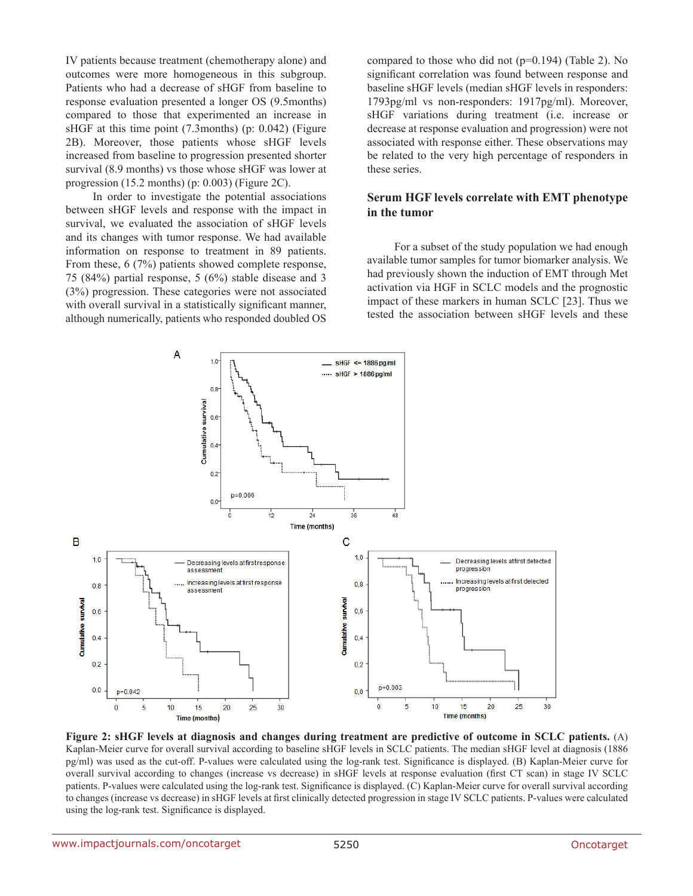IV patients because treatment (chemotherapy alone) and outcomes were more homogeneous in this subgroup. Patients who had a decrease of sHGF from baseline to response evaluation presented a longer OS (9.5months) compared to those that experimented an increase in sHGF at this time point (7.3months) (p: 0.042) (Figure 2B). Moreover, those patients whose sHGF levels increased from baseline to progression presented shorter survival (8.9 months) vs those whose sHGF was lower at progression (15.2 months) (p: 0.003) (Figure 2C).

In order to investigate the potential associations between sHGF levels and response with the impact in survival, we evaluated the association of sHGF levels and its changes with tumor response. We had available information on response to treatment in 89 patients. From these, 6 (7%) patients showed complete response, 75 (84%) partial response, 5 (6%) stable disease and 3 (3%) progression. These categories were not associated with overall survival in a statistically significant manner, although numerically, patients who responded doubled OS compared to those who did not (p=0.194) (Table 2). No significant correlation was found between response and baseline sHGF levels (median sHGF levels in responders: 1793pg/ml vs non-responders: 1917pg/ml). Moreover, sHGF variations during treatment (i.e. increase or decrease at response evaluation and progression) were not associated with response either. These observations may be related to the very high percentage of responders in these series.

## Serum HGF levels correlate with EMT phenotype in the tumor

For a subset of the study population we had enough available tumor samples for tumor biomarker analysis. We had previously shown the induction of EMT through Met activation via HGF in SCLC models and the prognostic impact of these markers in human SCLC [23]. Thus we tested the association between sHGF levels and these

**Figure 2: sHGF levels at diagnosis and changes during treatment are predictive of outcome in SCLC patients.** (A) Kaplan-Meier curve for overall survival according to baseline sHGF levels in SCLC patients. The median sHGF level at diagnosis (1886 pg/ml) was used as the cut-off. P-values were calculated using the log-rank test. Significance is displayed. (B) Kaplan-Meier curve for overall survival according to changes (increase vs decrease) in sHGF levels at response evaluation (first CT scan) in stage IV SCLC patients. P-values were calculated using the log-rank test. Significance is displayed. (C) Kaplan-Meier curve for overall survival according to changes (increase vs decrease) in sHGF levels at first clinically detected progression in stage IV SCLC patients. P-values were calculated using the log-rank test. Significance is displayed.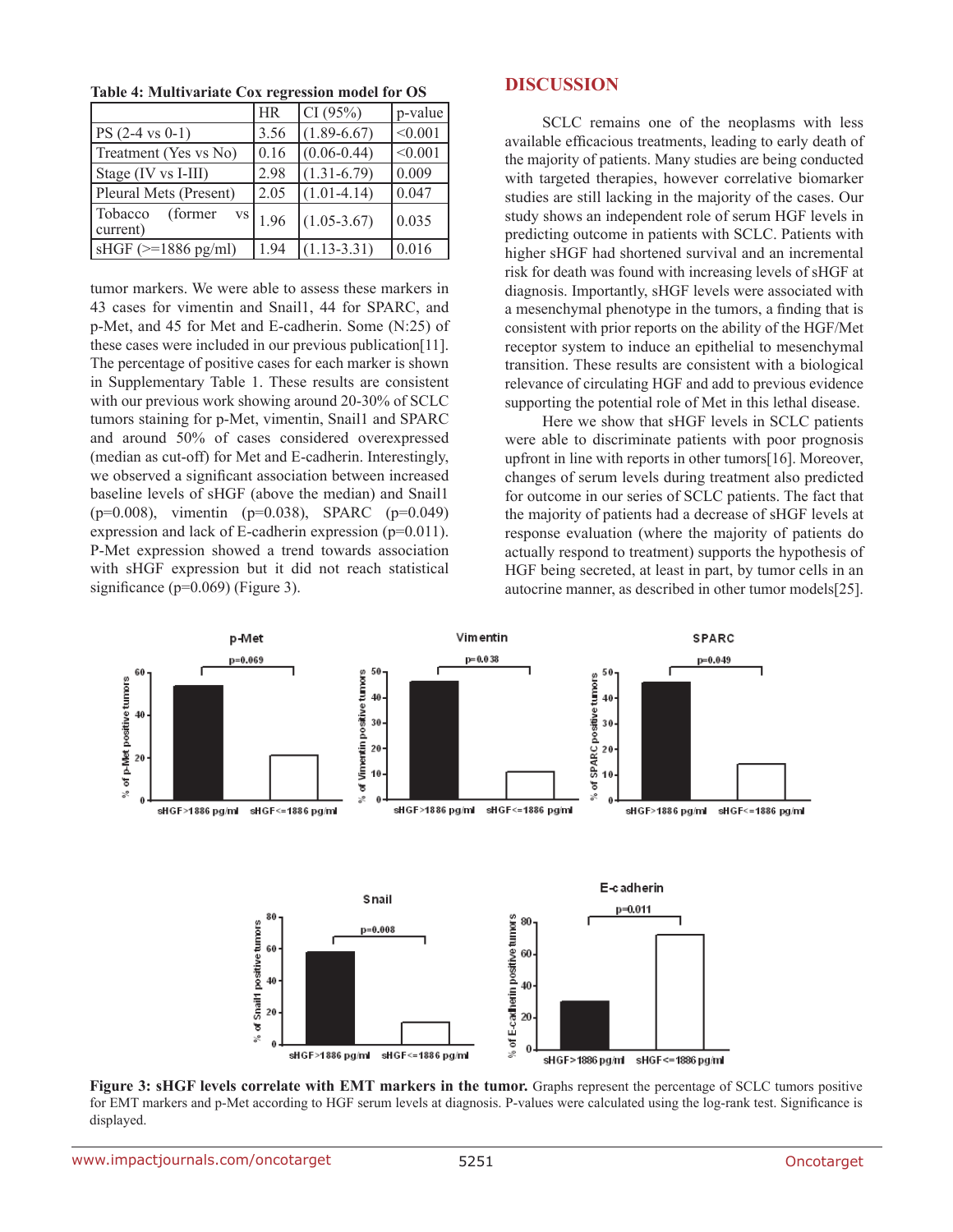**Table 4: Multivariate Cox regression model for OS**

| | HR | CI (95%) | p-value |
|---|---|---|---|
| PS (2-4 vs 0-1) | 3.56 | (1.89-6.67) | <0.001 |
| Treatment (Yes vs No) | 0.16 | (0.06-0.44) | <0.001 |
| Stage (IV vs I-III) | 2.98 | (1.31-6.79) | 0.009 |
| Pleural Mets (Present) | 2.05 | (1.01-4.14) | 0.047 |
| Tobacco (former vs current) | 1.96 | (1.05-3.67) | 0.035 |
| sHGF (>=1886 pg/ml) | 1.94 | (1.13-3.31) | 0.016 |

tumor markers. We were able to assess these markers in 43 cases for vimentin and Snail1, 44 for SPARC, and p-Met, and 45 for Met and E-cadherin. Some (N:25) of these cases were included in our previous publication[11]. The percentage of positive cases for each marker is shown in Supplementary Table 1. These results are consistent with our previous work showing around 20-30% of SCLC tumors staining for p-Met, vimentin, Snail1 and SPARC and around 50% of cases considered overexpressed (median as cut-off) for Met and E-cadherin. Interestingly, we observed a significant association between increased baseline levels of sHGF (above the median) and Snail1 (p=0.008), vimentin (p=0.038), SPARC (p=0.049) expression and lack of E-cadherin expression (p=0.011). P-Met expression showed a trend towards association with sHGF expression but it did not reach statistical significance (p=0.069) (Figure 3).

## DISCUSSION

SCLC remains one of the neoplasms with less available efficacious treatments, leading to early death of the majority of patients. Many studies are being conducted with targeted therapies, however correlative biomarker studies are still lacking in the majority of the cases. Our study shows an independent role of serum HGF levels in predicting outcome in patients with SCLC. Patients with higher sHGF had shortened survival and an incremental risk for death was found with increasing levels of sHGF at diagnosis. Importantly, sHGF levels were associated with a mesenchymal phenotype in the tumors, a finding that is consistent with prior reports on the ability of the HGF/Met receptor system to induce an epithelial to mesenchymal transition. These results are consistent with a biological relevance of circulating HGF and add to previous evidence supporting the potential role of Met in this lethal disease.

Here we show that sHGF levels in SCLC patients were able to discriminate patients with poor prognosis upfront in line with reports in other tumors[16]. Moreover, changes of serum levels during treatment also predicted for outcome in our series of SCLC patients. The fact that the majority of patients had a decrease of sHGF levels at response evaluation (where the majority of patients do actually respond to treatment) supports the hypothesis of HGF being secreted, at least in part, by tumor cells in an autocrine manner, as described in other tumor models[25].

**Figure 3: sHGF levels correlate with EMT markers in the tumor.** Graphs represent the percentage of SCLC tumors positive for EMT markers and p-Met according to HGF serum levels at diagnosis. P-values were calculated using the log-rank test. Significance is displayed.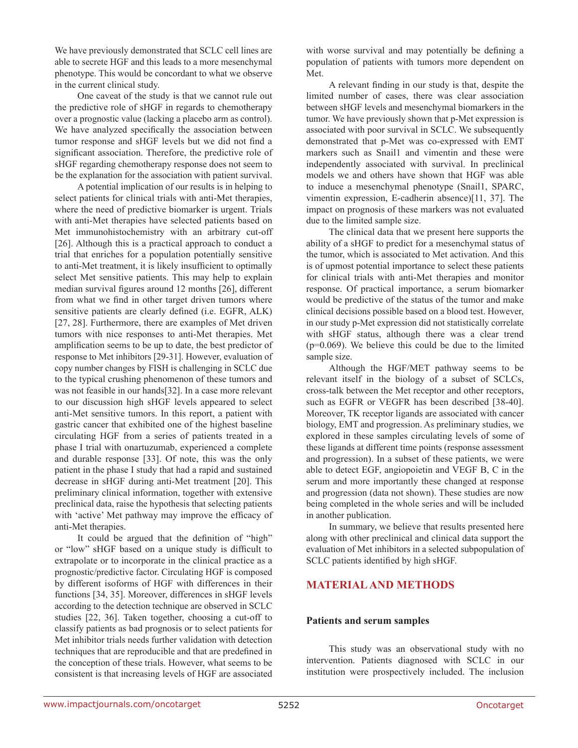We have previously demonstrated that SCLC cell lines are able to secrete HGF and this leads to a more mesenchymal phenotype. This would be concordant to what we observe in the current clinical study.

One caveat of the study is that we cannot rule out the predictive role of sHGF in regards to chemotherapy over a prognostic value (lacking a placebo arm as control). We have analyzed specifically the association between tumor response and sHGF levels but we did not find a significant association. Therefore, the predictive role of sHGF regarding chemotherapy response does not seem to be the explanation for the association with patient survival.

A potential implication of our results is in helping to select patients for clinical trials with anti-Met therapies, where the need of predictive biomarker is urgent. Trials with anti-Met therapies have selected patients based on Met immunohistochemistry with an arbitrary cut-off [26]. Although this is a practical approach to conduct a trial that enriches for a population potentially sensitive to anti-Met treatment, it is likely insufficient to optimally select Met sensitive patients. This may help to explain median survival figures around 12 months [26], different from what we find in other target driven tumors where sensitive patients are clearly defined (i.e. EGFR, ALK) [27, 28]. Furthermore, there are examples of Met driven tumors with nice responses to anti-Met therapies. Met amplification seems to be up to date, the best predictor of response to Met inhibitors [29-31]. However, evaluation of copy number changes by FISH is challenging in SCLC due to the typical crushing phenomenon of these tumors and was not feasible in our hands[32]. In a case more relevant to our discussion high sHGF levels appeared to select anti-Met sensitive tumors. In this report, a patient with gastric cancer that exhibited one of the highest baseline circulating HGF from a series of patients treated in a phase I trial with onartuzumab, experienced a complete and durable response [33]. Of note, this was the only patient in the phase I study that had a rapid and sustained decrease in sHGF during anti-Met treatment [20]. This preliminary clinical information, together with extensive preclinical data, raise the hypothesis that selecting patients with 'active' Met pathway may improve the efficacy of anti-Met therapies.

It could be argued that the definition of "high" or "low" sHGF based on a unique study is difficult to extrapolate or to incorporate in the clinical practice as a prognostic/predictive factor. Circulating HGF is composed by different isoforms of HGF with differences in their functions [34, 35]. Moreover, differences in sHGF levels according to the detection technique are observed in SCLC studies [22, 36]. Taken together, choosing a cut-off to classify patients as bad prognosis or to select patients for Met inhibitor trials needs further validation with detection techniques that are reproducible and that are predefined in the conception of these trials. However, what seems to be consistent is that increasing levels of HGF are associated with worse survival and may potentially be defining a population of patients with tumors more dependent on Met.

A relevant finding in our study is that, despite the limited number of cases, there was clear association between sHGF levels and mesenchymal biomarkers in the tumor. We have previously shown that p-Met expression is associated with poor survival in SCLC. We subsequently demonstrated that p-Met was co-expressed with EMT markers such as Snail1 and vimentin and these were independently associated with survival. In preclinical models we and others have shown that HGF was able to induce a mesenchymal phenotype (Snail1, SPARC, vimentin expression, E-cadherin absence)[11, 37]. The impact on prognosis of these markers was not evaluated due to the limited sample size.

The clinical data that we present here supports the ability of a sHGF to predict for a mesenchymal status of the tumor, which is associated to Met activation. And this is of upmost potential importance to select these patients for clinical trials with anti-Met therapies and monitor response. Of practical importance, a serum biomarker would be predictive of the status of the tumor and make clinical decisions possible based on a blood test. However, in our study p-Met expression did not statistically correlate with sHGF status, although there was a clear trend ($p=0.069$). We believe this could be due to the limited sample size.

Although the HGF/MET pathway seems to be relevant itself in the biology of a subset of SCLCs, cross-talk between the Met receptor and other receptors, such as EGFR or VEGFR has been described [38-40]. Moreover, TK receptor ligands are associated with cancer biology, EMT and progression. As preliminary studies, we explored in these samples circulating levels of some of these ligands at different time points (response assessment and progression). In a subset of these patients, we were able to detect EGF, angiopoietin and VEGF B, C in the serum and more importantly these changed at response and progression (data not shown). These studies are now being completed in the whole series and will be included in another publication.

In summary, we believe that results presented here along with other preclinical and clinical data support the evaluation of Met inhibitors in a selected subpopulation of SCLC patients identified by high sHGF.

## MATERIAL AND METHODS

### Patients and serum samples

This study was an observational study with no intervention. Patients diagnosed with SCLC in our institution were prospectively included. The inclusion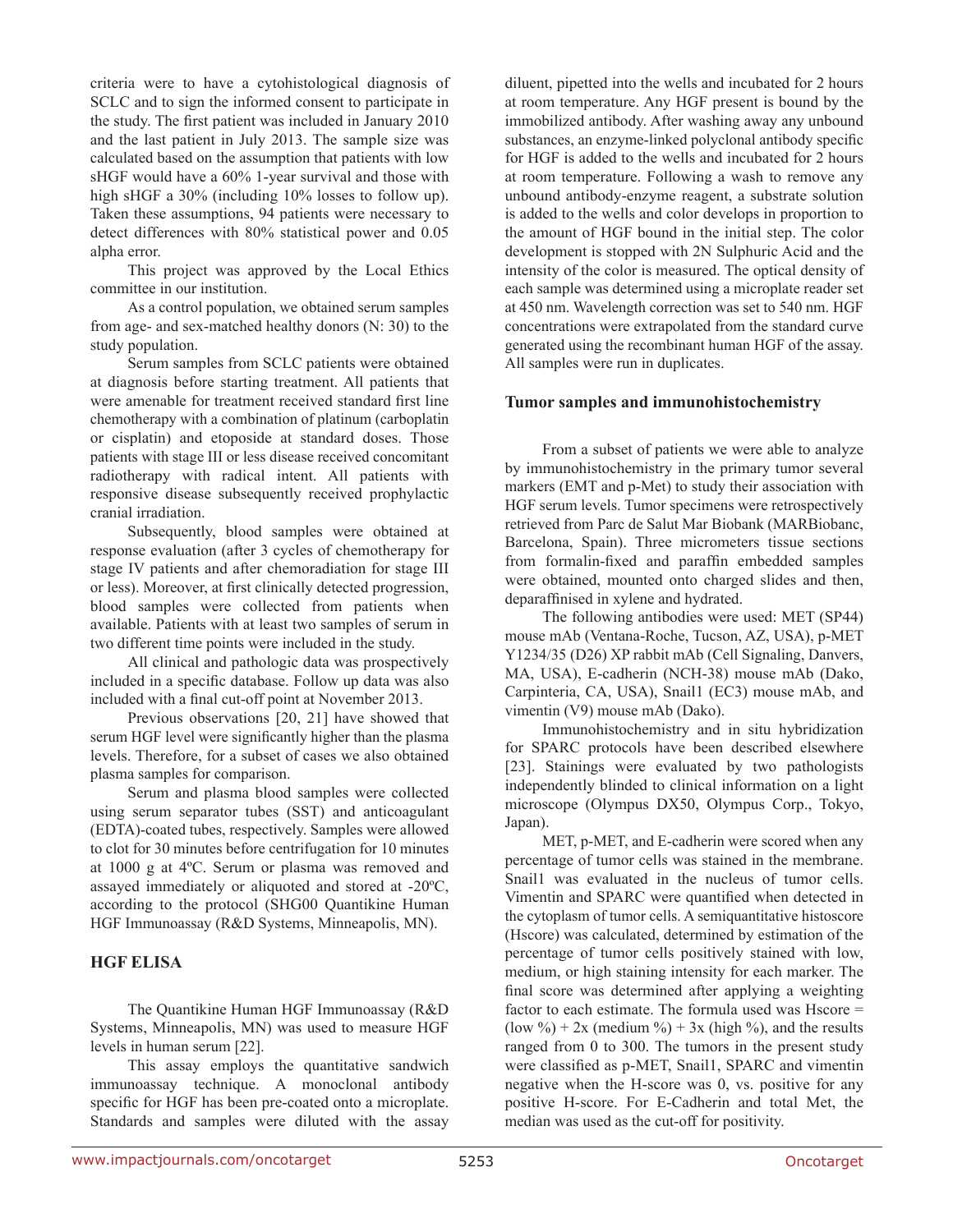criteria were to have a cytohistological diagnosis of SCLC and to sign the informed consent to participate in the study. The first patient was included in January 2010 and the last patient in July 2013. The sample size was calculated based on the assumption that patients with low sHGF would have a 60% 1-year survival and those with high sHGF a 30% (including 10% losses to follow up). Taken these assumptions, 94 patients were necessary to detect differences with 80% statistical power and 0.05 alpha error.

This project was approved by the Local Ethics committee in our institution.

As a control population, we obtained serum samples from age- and sex-matched healthy donors (N: 30) to the study population.

Serum samples from SCLC patients were obtained at diagnosis before starting treatment. All patients that were amenable for treatment received standard first line chemotherapy with a combination of platinum (carboplatin or cisplatin) and etoposide at standard doses. Those patients with stage III or less disease received concomitant radiotherapy with radical intent. All patients with responsive disease subsequently received prophylactic cranial irradiation.

Subsequently, blood samples were obtained at response evaluation (after 3 cycles of chemotherapy for stage IV patients and after chemoradiation for stage III or less). Moreover, at first clinically detected progression, blood samples were collected from patients when available. Patients with at least two samples of serum in two different time points were included in the study.

All clinical and pathologic data was prospectively included in a specific database. Follow up data was also included with a final cut-off point at November 2013.

Previous observations [20, 21] have showed that serum HGF level were significantly higher than the plasma levels. Therefore, for a subset of cases we also obtained plasma samples for comparison.

Serum and plasma blood samples were collected using serum separator tubes (SST) and anticoagulant (EDTA)-coated tubes, respectively. Samples were allowed to clot for 30 minutes before centrifugation for 10 minutes at 1000 g at 4ºC. Serum or plasma was removed and assayed immediately or aliquoted and stored at -20ºC, according to the protocol (SHG00 Quantikine Human HGF Immunoassay (R&D Systems, Minneapolis, MN).

## HGF ELISA

The Quantikine Human HGF Immunoassay (R&D Systems, Minneapolis, MN) was used to measure HGF levels in human serum [22].

This assay employs the quantitative sandwich immunoassay technique. A monoclonal antibody specific for HGF has been pre-coated onto a microplate. Standards and samples were diluted with the assay diluent, pipetted into the wells and incubated for 2 hours at room temperature. Any HGF present is bound by the immobilized antibody. After washing away any unbound substances, an enzyme-linked polyclonal antibody specific for HGF is added to the wells and incubated for 2 hours at room temperature. Following a wash to remove any unbound antibody-enzyme reagent, a substrate solution is added to the wells and color develops in proportion to the amount of HGF bound in the initial step. The color development is stopped with 2N Sulphuric Acid and the intensity of the color is measured. The optical density of each sample was determined using a microplate reader set at 450 nm. Wavelength correction was set to 540 nm. HGF concentrations were extrapolated from the standard curve generated using the recombinant human HGF of the assay. All samples were run in duplicates.

## Tumor samples and immunohistochemistry

From a subset of patients we were able to analyze by immunohistochemistry in the primary tumor several markers (EMT and p-Met) to study their association with HGF serum levels. Tumor specimens were retrospectively retrieved from Parc de Salut Mar Biobank (MARBiobanc, Barcelona, Spain). Three micrometers tissue sections from formalin-fixed and paraffin embedded samples were obtained, mounted onto charged slides and then, deparaffinised in xylene and hydrated.

The following antibodies were used: MET (SP44) mouse mAb (Ventana-Roche, Tucson, AZ, USA), p-MET Y1234/35 (D26) XP rabbit mAb (Cell Signaling, Danvers, MA, USA), E-cadherin (NCH-38) mouse mAb (Dako, Carpintería, CA, USA), Snail1 (EC3) mouse mAb, and vimentin (V9) mouse mAb (Dako).

Immunohistochemistry and in situ hybridization for SPARC protocols have been described elsewhere [23]. Stainings were evaluated by two pathologists independently blinded to clinical information on a light microscope (Olympus DX50, Olympus Corp., Tokyo, Japan).

MET, p-MET, and E-cadherin were scored when any percentage of tumor cells was stained in the membrane. Snail1 was evaluated in the nucleus of tumor cells. Vimentin and SPARC were quantified when detected in the cytoplasm of tumor cells. A semiquantitative histoscore (Hscore) was calculated, determined by estimation of the percentage of tumor cells positively stained with low, medium, or high staining intensity for each marker. The final score was determined after applying a weighting factor to each estimate. The formula used was Hscore = (low %) + 2x (medium %) + 3x (high %), and the results ranged from 0 to 300. The tumors in the present study were classified as p-MET, Snail1, SPARC and vimentin negative when the H-score was 0, vs. positive for any positive H-score. For E-Cadherin and total Met, the median was used as the cut-off for positivity.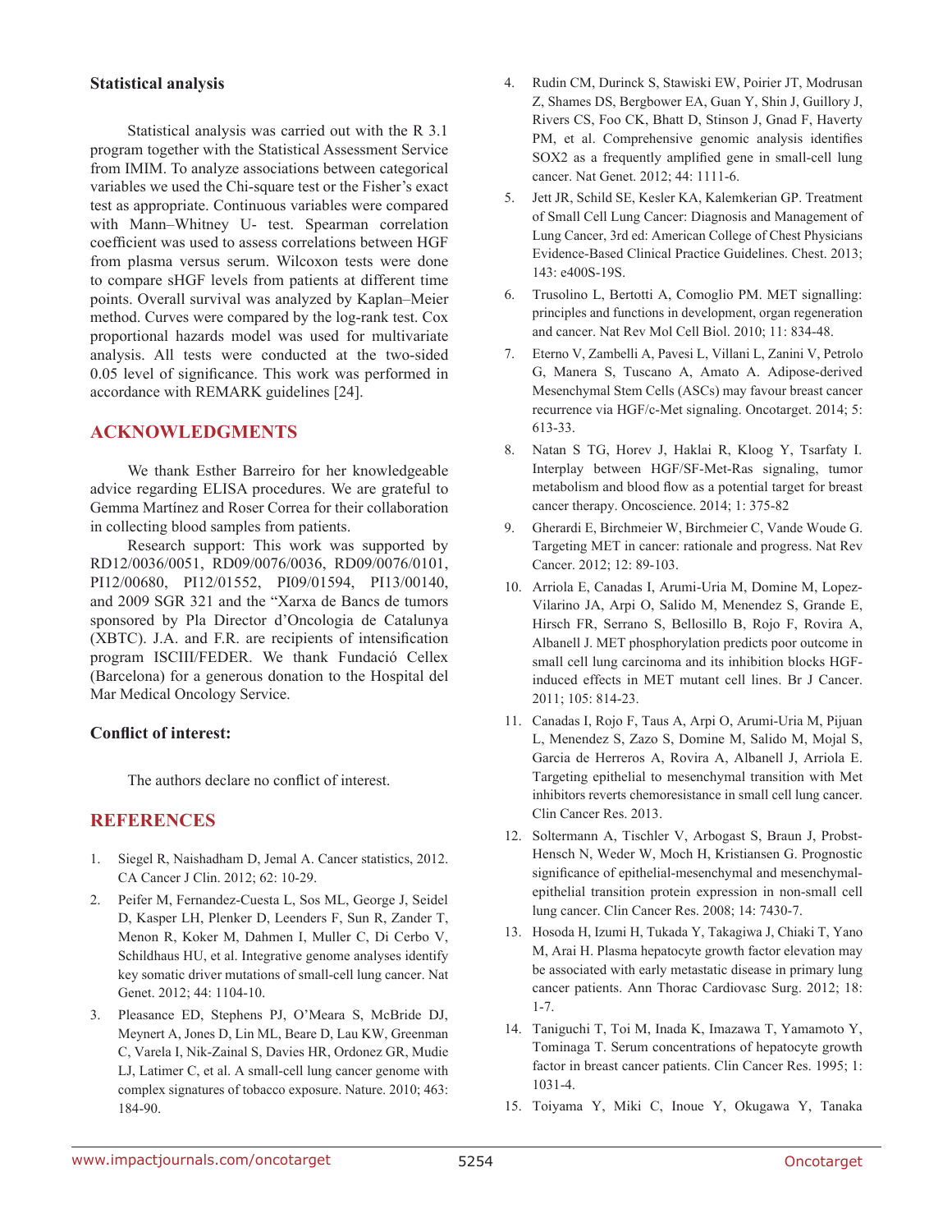### Statistical analysis

Statistical analysis was carried out with the R 3.1 program together with the Statistical Assessment Service from IMIM. To analyze associations between categorical variables we used the Chi-square test or the Fisher's exact test as appropriate. Continuous variables were compared with Mann–Whitney U- test. Spearman correlation coefficient was used to assess correlations between HGF from plasma versus serum. Wilcoxon tests were done to compare sHGF levels from patients at different time points. Overall survival was analyzed by Kaplan–Meier method. Curves were compared by the log-rank test. Cox proportional hazards model was used for multivariate analysis. All tests were conducted at the two-sided 0.05 level of significance. This work was performed in accordance with REMARK guidelines [24].

## ACKNOWLEDGMENTS

We thank Esther Barreiro for her knowledgeable advice regarding ELISA procedures. We are grateful to Gemma Martínez and Roser Correa for their collaboration in collecting blood samples from patients.

Research support: This work was supported by RD12/0036/0051, RD09/0076/0036, RD09/0076/0101, PI12/00680, PI12/01552, PI09/01594, PI13/00140, and 2009 SGR 321 and the "Xarxa de Bancs de tumors sponsored by Pla Director d'Oncologia de Catalunya (XBTC). J.A. and F.R. are recipients of intensification program ISCIII/FEDER. We thank Fundació Cellex (Barcelona) for a generous donation to the Hospital del Mar Medical Oncology Service.

### Conflict of interest:

The authors declare no conflict of interest.

## REFERENCES

1. Siegel R, Naishadham D, Jemal A. Cancer statistics, 2012. CA Cancer J Clin. 2012; 62: 10-29.
2. Peifer M, Fernandez-Cuesta L, Sos ML, George J, Seidel D, Kasper LH, Plenker D, Leenders F, Sun R, Zander T, Menon R, Koker M, Dahmen I, Muller C, Di Cerbo V, Schildhaus HU, et al. Integrative genome analyses identify key somatic driver mutations of small-cell lung cancer. Nat Genet. 2012; 44: 1104-10.
3. Pleasance ED, Stephens PJ, O'Meara S, McBride DJ, Meynert A, Jones D, Lin ML, Beare D, Lau KW, Greenman C, Varela I, Nik-Zainal S, Davies HR, Ordonez GR, Mudie LJ, Latimer C, et al. A small-cell lung cancer genome with complex signatures of tobacco exposure. Nature. 2010; 463: 184-90.
4. Rudin CM, Durinck S, Stawiski EW, Poirier JT, Modrusan Z, Shames DS, Bergbower EA, Guan Y, Shin J, Guillory J, Rivers CS, Foo CK, Bhatt D, Stinson J, Gnad F, Haverty PM, et al. Comprehensive genomic analysis identifies SOX2 as a frequently amplified gene in small-cell lung cancer. Nat Genet. 2012; 44: 1111-6.
5. Jett JR, Schild SE, Kesler KA, Kalemkerian GP. Treatment of Small Cell Lung Cancer: Diagnosis and Management of Lung Cancer, 3rd ed: American College of Chest Physicians Evidence-Based Clinical Practice Guidelines. Chest. 2013; 143: e400S-19S.
6. Trusolino L, Bertotti A, Comoglio PM. MET signalling: principles and functions in development, organ regeneration and cancer. Nat Rev Mol Cell Biol. 2010; 11: 834-48.
7. Eterno V, Zambelli A, Pavesi L, Villani L, Zanini V, Petrolo G, Manera S, Tuscano A, Amato A. Adipose-derived Mesenchymal Stem Cells (ASCs) may favour breast cancer recurrence via HGF/c-Met signaling. Oncotarget. 2014; 5: 613-33.
8. Natan S TG, Horev J, Haklai R, Kloog Y, Tsarfaty I. Interplay between HGF/SF-Met-Ras signaling, tumor metabolism and blood flow as a potential target for breast cancer therapy. Oncoscience. 2014; 1: 375-82
9. Gherardi E, Birchmeier W, Birchmeier C, Vande Woude G. Targeting MET in cancer: rationale and progress. Nat Rev Cancer. 2012; 12: 89-103.
10. Arriola E, Canadas I, Arumi-Uria M, Domine M, Lopez-Vilarino JA, Arpi O, Salido M, Menendez S, Grande E, Hirsch FR, Serrano S, Bellosillo B, Rojo F, Rovira A, Albanell J. MET phosphorylation predicts poor outcome in small cell lung carcinoma and its inhibition blocks HGF-induced effects in MET mutant cell lines. Br J Cancer. 2011; 105: 814-23.
11. Canadas I, Rojo F, Taus A, Arpi O, Arumi-Uria M, Pijuan L, Menendez S, Zazo S, Domine M, Salido M, Mojal S, Garcia de Herreros A, Rovira A, Albanell J, Arriola E. Targeting epithelial to mesenchymal transition with Met inhibitors reverts chemoresistance in small cell lung cancer. Clin Cancer Res. 2013.
12. Soltermann A, Tischler V, Arbogast S, Braun J, Probst-Hensch N, Weder W, Moch H, Kristiansen G. Prognostic significance of epithelial-mesenchymal and mesenchymal-epithelial transition protein expression in non-small cell lung cancer. Clin Cancer Res. 2008; 14: 7430-7.
13. Hosoda H, Izumi H, Tukada Y, Takagiwa J, Chiaki T, Yano M, Arai H. Plasma hepatocyte growth factor elevation may be associated with early metastatic disease in primary lung cancer patients. Ann Thorac Cardiovasc Surg. 2012; 18: 1-7.
14. Taniguchi T, Toi M, Inada K, Imazawa T, Yamamoto Y, Tominaga T. Serum concentrations of hepatocyte growth factor in breast cancer patients. Clin Cancer Res. 1995; 1: 1031-4.
15. Toiyama Y, Miki C, Inoue Y, Okugawa Y, Tanaka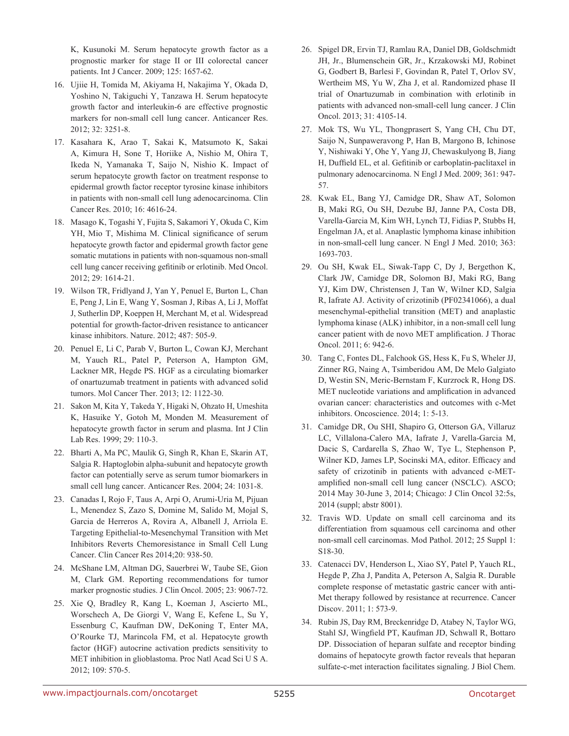K, Kusunoki M. Serum hepatocyte growth factor as a prognostic marker for stage II or III colorectal cancer patients. Int J Cancer. 2009; 125: 1657-62.

16. Ujiie H, Tomida M, Akiyama H, Nakajima Y, Okada D, Yoshino N, Takiguchi Y, Tanzawa H. Serum hepatocyte growth factor and interleukin-6 are effective prognostic markers for non-small cell lung cancer. Anticancer Res. 2012; 32: 3251-8.

17. Kasahara K, Arao T, Sakai K, Matsumoto K, Sakai A, Kimura H, Sone T, Horiike A, Nishio M, Ohira T, Ikeda N, Yamanaka T, Saijo N, Nishio K. Impact of serum hepatocyte growth factor on treatment response to epidermal growth factor receptor tyrosine kinase inhibitors in patients with non-small cell lung adenocarcinoma. Clin Cancer Res. 2010; 16: 4616-24.

18. Masago K, Togashi Y, Fujita S, Sakamori Y, Okuda C, Kim YH, Mio T, Mishima M. Clinical significance of serum hepatocyte growth factor and epidermal growth factor gene somatic mutations in patients with non-squamous non-small cell lung cancer receiving gefitinib or erlotinib. Med Oncol. 2012; 29: 1614-21.

19. Wilson TR, Fridlyand J, Yan Y, Penuel E, Burton L, Chan E, Peng J, Lin E, Wang Y, Sosman J, Ribas A, Li J, Moffat J, Sutherlin DP, Koeppen H, Merchant M, et al. Widespread potential for growth-factor-driven resistance to anticancer kinase inhibitors. Nature. 2012; 487: 505-9.

20. Penuel E, Li C, Parab V, Burton L, Cowan KJ, Merchant M, Yauch RL, Patel P, Peterson A, Hampton GM, Lackner MR, Hegde PS. HGF as a circulating biomarker of onartuzumab treatment in patients with advanced solid tumors. Mol Cancer Ther. 2013; 12: 1122-30.

21. Sakon M, Kita Y, Takeda Y, Higaki N, Ohzato H, Umeshita K, Hasuike Y, Gotoh M, Monden M. Measurement of hepatocyte growth factor in serum and plasma. Int J Clin Lab Res. 1999; 29: 110-3.

22. Bharti A, Ma PC, Maulik G, Singh R, Khan E, Skarin AT, Salgia R. Haptoglobin alpha-subunit and hepatocyte growth factor can potentially serve as serum tumor biomarkers in small cell lung cancer. Anticancer Res. 2004; 24: 1031-8.

23. Canadas I, Rojo F, Taus A, Arpi O, Arumi-Uria M, Pijuan L, Menendez S, Zazo S, Domine M, Salido M, Mojal S, Garcia de Herreros A, Rovira A, Albanell J, Arriola E. Targeting Epithelial-to-Mesenchymal Transition with Met Inhibitors Reverts Chemoresistance in Small Cell Lung Cancer. Clin Cancer Res 2014;20: 938-50.

24. McShane LM, Altman DG, Sauerbrei W, Taube SE, Gion M, Clark GM. Reporting recommendations for tumor marker prognostic studies. J Clin Oncol. 2005; 23: 9067-72.

25. Xie Q, Bradley R, Kang L, Koeman J, Ascierto ML, Worschech A, De Giorgi V, Wang E, Kefene L, Su Y, Essenburg C, Kaufman DW, DeKoning T, Enter MA, O'Rourke TJ, Marincola FM, et al. Hepatocyte growth factor (HGF) autocrine activation predicts sensitivity to MET inhibition in glioblastoma. Proc Natl Acad Sci U S A. 2012; 109: 570-5.

26. Spigel DR, Ervin TJ, Ramlau RA, Daniel DB, Goldschmidt JH, Jr., Blumenschein GR, Jr., Krzakowski MJ, Robinet G, Godbert B, Barlesi F, Govindan R, Patel T, Orlov SV, Wertheim MS, Yu W, Zha J, et al. Randomized phase II trial of Onartuzumab in combination with erlotinib in patients with advanced non-small-cell lung cancer. J Clin Oncol. 2013; 31: 4105-14.

27. Mok TS, Wu YL, Thongprasert S, Yang CH, Chu DT, Saijo N, Sunpaweravong P, Han B, Margono B, Ichinose Y, Nishiwaki Y, Ohe Y, Yang JJ, Chewaskulyong B, Jiang H, Duffield EL, et al. Gefitinib or carboplatin-paclitaxel in pulmonary adenocarcinoma. N Engl J Med. 2009; 361: 947-57.

28. Kwak EL, Bang YJ, Camidge DR, Shaw AT, Solomon B, Maki RG, Ou SH, Dezube BJ, Janne PA, Costa DB, Varella-Garcia M, Kim WH, Lynch TJ, Fidias P, Stubbs H, Engelman JA, et al. Anaplastic lymphoma kinase inhibition in non-small-cell lung cancer. N Engl J Med. 2010; 363: 1693-703.

29. Ou SH, Kwak EL, Siwak-Tapp C, Dy J, Bergethon K, Clark JW, Camidge DR, Solomon BJ, Maki RG, Bang YJ, Kim DW, Christensen J, Tan W, Wilner KD, Salgia R, Iafrate AJ. Activity of crizotinib (PF02341066), a dual mesenchymal-epithelial transition (MET) and anaplastic lymphoma kinase (ALK) inhibitor, in a non-small cell lung cancer patient with de novo MET amplification. J Thorac Oncol. 2011; 6: 942-6.

30. Tang C, Fontes DL, Falchook GS, Hess K, Fu S, Wheler JJ, Zinner RG, Naing A, Tsimberidou AM, De Melo Galgiato D, Westin SN, Meric-Bernstam F, Kurzrock R, Hong DS. MET nucleotide variations and amplification in advanced ovarian cancer: characteristics and outcomes with c-Met inhibitors. Oncoscience. 2014; 1: 5-13.

31. Camidge DR, Ou SHI, Shapiro G, Otterson GA, Villaruz LC, Villalona-Calero MA, Iafrate J, Varella-Garcia M, Dacic S, Cardarella S, Zhao W, Tye L, Stephenson P, Wilner KD, James LP, Socinski MA, editor. Efficacy and safety of crizotinib in patients with advanced c-MET-amplified non-small cell lung cancer (NSCLC). ASCO; 2014 May 30-June 3, 2014; Chicago: J Clin Oncol 32:5s, 2014 (suppl; abstr 8001).

32. Travis WD. Update on small cell carcinoma and its differentiation from squamous cell carcinoma and other non-small cell carcinomas. Mod Pathol. 2012; 25 Suppl 1: S18-30.

33. Catenacci DV, Henderson L, Xiao SY, Patel P, Yauch RL, Hegde P, Zha J, Pandita A, Peterson A, Salgia R. Durable complete response of metastatic gastric cancer with anti-Met therapy followed by resistance at recurrence. Cancer Discov. 2011; 1: 573-9.

34. Rubin JS, Day RM, Breckenridge D, Atabey N, Taylor WG, Stahl SJ, Wingfield PT, Kaufman JD, Schwall R, Bottaro DP. Dissociation of heparan sulfate and receptor binding domains of hepatocyte growth factor reveals that heparan sulfate-c-met interaction facilitates signaling. J Biol Chem.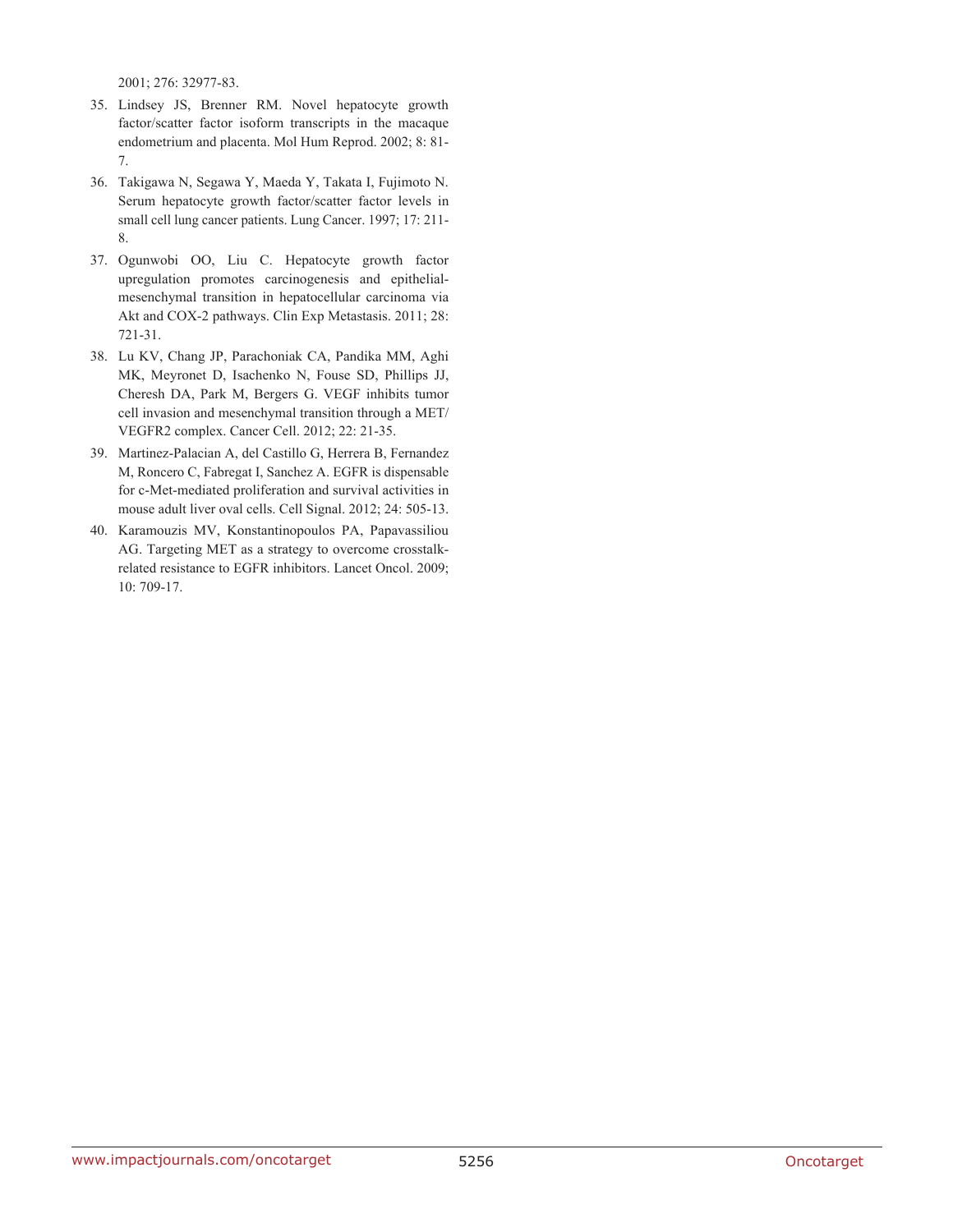2001; 276: 32977-83.

35. Lindsey JS, Brenner RM. Novel hepatocyte growth factor/scatter factor isoform transcripts in the macaque endometrium and placenta. Mol Hum Reprod. 2002; 8: 81-7.
36. Takigawa N, Segawa Y, Maeda Y, Takata I, Fujimoto N. Serum hepatocyte growth factor/scatter factor levels in small cell lung cancer patients. Lung Cancer. 1997; 17: 211-8.
37. Ogunwobi OO, Liu C. Hepatocyte growth factor upregulation promotes carcinogenesis and epithelial-mesenchymal transition in hepatocellular carcinoma via Akt and COX-2 pathways. Clin Exp Metastasis. 2011; 28: 721-31.
38. Lu KV, Chang JP, Parachoniak CA, Pandika MM, Aghi MK, Meyronet D, Isachenko N, Fouse SD, Phillips JJ, Cheresh DA, Park M, Bergers G. VEGF inhibits tumor cell invasion and mesenchymal transition through a MET/VEGFR2 complex. Cancer Cell. 2012; 22: 21-35.
39. Martinez-Palacian A, del Castillo G, Herrera B, Fernandez M, Roncero C, Fabregat I, Sanchez A. EGFR is dispensable for c-Met-mediated proliferation and survival activities in mouse adult liver oval cells. Cell Signal. 2012; 24: 505-13.
40. Karamouzis MV, Konstantinopoulos PA, Papavassiliou AG. Targeting MET as a strategy to overcome crosstalk-related resistance to EGFR inhibitors. Lancet Oncol. 2009; 10: 709-17.